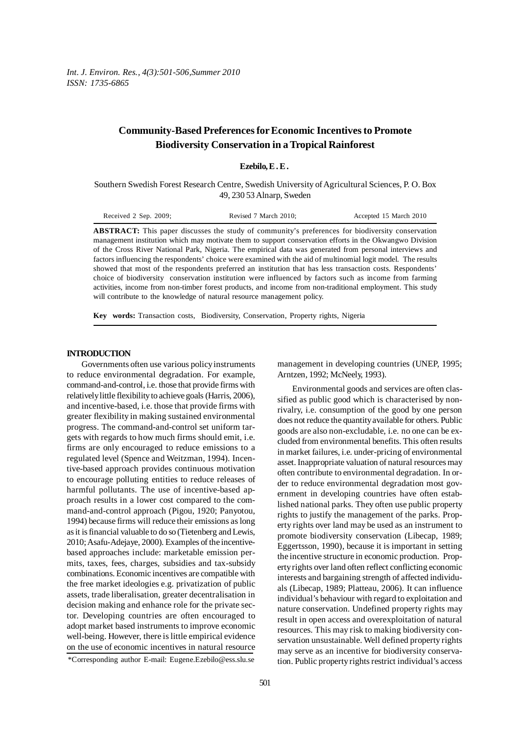# Community-Based Preferences for Economic Incentives to Promote Biodiversity Conservation in a Tropical Rainforest

**Ezebilo, E. E.**

Southern Swedish Forest Research Centre, Swedish University of Agricultural Sciences, P. O. Box 49, 230 53 Alnarp, Sweden

Received 2 Sep. 2009; Revised 7 March 2010; Accepted 15 March 2010

**ABSTRACT:** This paper discusses the study of community's preferences for biodiversity conservation management institution which may motivate them to support conservation efforts in the Okwangwo Division of the Cross River National Park, Nigeria. The empirical data was generated from personal interviews and factors influencing the respondents' choice were examined with the aid of multinomial logit model. The results showed that most of the respondents preferred an institution that has less transaction costs. Respondents' choice of biodiversity conservation institution were influenced by factors such as income from farming activities, income from non-timber forest products, and income from non-traditional employment. This study will contribute to the knowledge of natural resource management policy.

**Key words:** Transaction costs, Biodiversity, Conservation, Property rights, Nigeria

## INTRODUCTION

Governments often use various policy instruments to reduce environmental degradation. For example, command-and-control, i.e. those that provide firms with relatively little flexibility to achieve goals (Harris, 2006), and incentive-based, i.e. those that provide firms with greater flexibility in making sustained environmental progress. The command-and-control set uniform targets with regards to how much firms should emit, i.e. firms are only encouraged to reduce emissions to a regulated level (Spence and Weitzman, 1994). Incentive-based approach provides continuous motivation to encourage polluting entities to reduce releases of harmful pollutants. The use of incentive-based approach results in a lower cost compared to the command-and-control approach (Pigou, 1920; Panyotou, 1994) because firms will reduce their emissions as long as it is financial valuable to do so (Tietenberg and Lewis, 2010; Asafu-Adejaye, 2000). Examples of the incentive-based approaches include: marketable emission permits, taxes, fees, charges, subsidies and tax-subsidy combinations. Economic incentives are compatible with the free market ideologies e.g. privatization of public assets, trade liberalisation, greater decentralisation in decision making and enhance role for the private sector. Developing countries are often encouraged to adopt market based instruments to improve economic well-being. However, there is little empirical evidence on the use of economic incentives in natural resource management in developing countries (UNEP, 1995; Arntzen, 1992; McNeely, 1993).

Environmental goods and services are often classified as public good which is characterised by non-rivalry, i.e. consumption of the good by one person does not reduce the quantity available for others. Public goods are also non-excludable, i.e. no one can be excluded from environmental benefits. This often results in market failures, i.e. under-pricing of environmental asset. Inappropriate valuation of natural resources may often contribute to environmental degradation. In order to reduce environmental degradation most government in developing countries have often established national parks. They often use public property rights to justify the management of the parks. Property rights over land may be used as an instrument to promote biodiversity conservation (Libecap, 1989; Eggertsson, 1990), because it is important in setting the incentive structure in economic production. Property rights over land often reflect conflicting economic interests and bargaining strength of affected individuals (Libecap, 1989; Platteau, 2006). It can influence individual's behaviour with regard to exploitation and nature conservation. Undefined property rights may result in open access and overexploitation of natural resources. This may risk to making biodiversity conservation unsustainable. Well defined property rights may serve as an incentive for biodiversity conservation. Public property rights restrict individual's access

*Corresponding author E-mail: Eugene.Ezebilo@ess.slu.se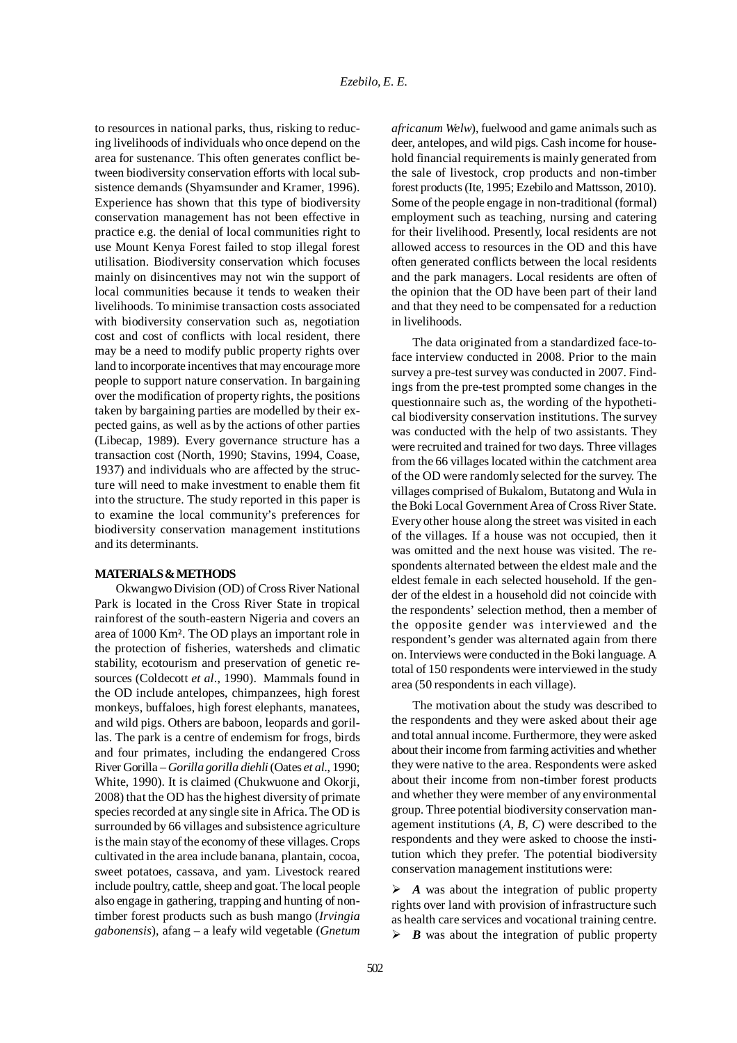to resources in national parks, thus, risking to reducing livelihoods of individuals who once depend on the area for sustenance. This often generates conflict between biodiversity conservation efforts with local subsistence demands (Shyamsunder and Kramer, 1996). Experience has shown that this type of biodiversity conservation management has not been effective in practice e.g. the denial of local communities right to use Mount Kenya Forest failed to stop illegal forest utilisation. Biodiversity conservation which focuses mainly on disincentives may not win the support of local communities because it tends to weaken their livelihoods. To minimise transaction costs associated with biodiversity conservation such as, negotiation cost and cost of conflicts with local resident, there may be a need to modify public property rights over land to incorporate incentives that may encourage more people to support nature conservation. In bargaining over the modification of property rights, the positions taken by bargaining parties are modelled by their expected gains, as well as by the actions of other parties (Libecap, 1989). Every governance structure has a transaction cost (North, 1990; Stavins, 1994, Coase, 1937) and individuals who are affected by the structure will need to make investment to enable them fit into the structure. The study reported in this paper is to examine the local community's preferences for biodiversity conservation management institutions and its determinants.

## MATERIALS & METHODS

Okwangwo Division (OD) of Cross River National Park is located in the Cross River State in tropical rainforest of the south-eastern Nigeria and covers an area of 1000 Km². The OD plays an important role in the protection of fisheries, watersheds and climatic stability, ecotourism and preservation of genetic resources (Coldecott *et al*., 1990). Mammals found in the OD include antelopes, chimpanzees, high forest monkeys, buffaloes, high forest elephants, manatees, and wild pigs. Others are baboon, leopards and gorillas. The park is a centre of endemism for frogs, birds and four primates, including the endangered Cross River Gorilla – *Gorilla gorilla diehli* (Oates *et al*., 1990; White, 1990). It is claimed (Chukwuone and Okorji, 2008) that the OD has the highest diversity of primate species recorded at any single site in Africa. The OD is surrounded by 66 villages and subsistence agriculture is the main stay of the economy of these villages. Crops cultivated in the area include banana, plantain, cocoa, sweet potatoes, cassava, and yam. Livestock reared include poultry, cattle, sheep and goat. The local people also engage in gathering, trapping and hunting of non-timber forest products such as bush mango (*Irvingia gabonensis*), afang – a leafy wild vegetable (*Gnetum africanum Welw*), fuelwood and game animals such as deer, antelopes, and wild pigs. Cash income for household financial requirements is mainly generated from the sale of livestock, crop products and non-timber forest products (Ite, 1995; Ezebilo and Mattsson, 2010). Some of the people engage in non-traditional (formal) employment such as teaching, nursing and catering for their livelihood. Presently, local residents are not allowed access to resources in the OD and this have often generated conflicts between the local residents and the park managers. Local residents are often of the opinion that the OD have been part of their land and that they need to be compensated for a reduction in livelihoods.

The data originated from a standardized face-to-face interview conducted in 2008. Prior to the main survey a pre-test survey was conducted in 2007. Findings from the pre-test prompted some changes in the questionnaire such as, the wording of the hypothetical biodiversity conservation institutions. The survey was conducted with the help of two assistants. They were recruited and trained for two days. Three villages from the 66 villages located within the catchment area of the OD were randomly selected for the survey. The villages comprised of Bukalom, Butatong and Wula in the Boki Local Government Area of Cross River State. Every other house along the street was visited in each of the villages. If a house was not occupied, then it was omitted and the next house was visited. The respondents alternated between the eldest male and the eldest female in each selected household. If the gender of the eldest in a household did not coincide with the respondents' selection method, then a member of the opposite gender was interviewed and the respondent's gender was alternated again from there on. Interviews were conducted in the Boki language. A total of 150 respondents were interviewed in the study area (50 respondents in each village).

The motivation about the study was described to the respondents and they were asked about their age and total annual income. Furthermore, they were asked about their income from farming activities and whether they were native to the area. Respondents were asked about their income from non-timber forest products and whether they were member of any environmental group. Three potential biodiversity conservation management institutions (*A, B, C*) were described to the respondents and they were asked to choose the institution which they prefer. The potential biodiversity conservation management institutions were:

- ***A*** was about the integration of public property rights over land with provision of infrastructure such as health care services and vocational training centre.
- ***B*** was about the integration of public property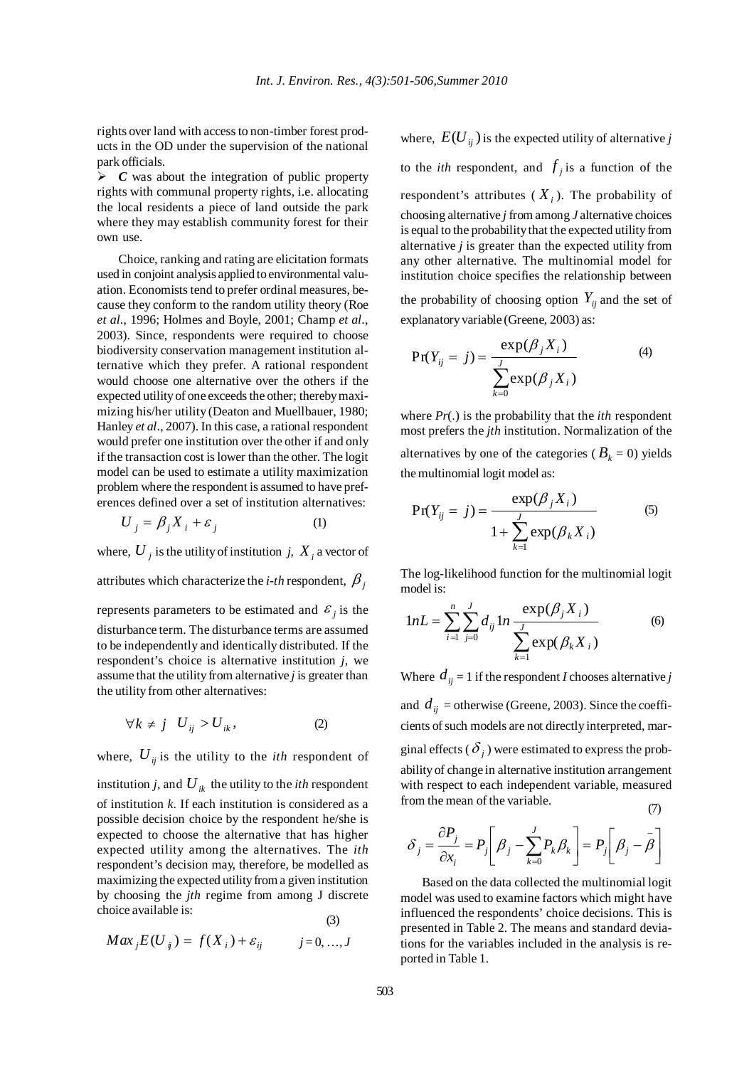rights over land with access to non-timber forest products in the OD under the supervision of the national park officials.

- ***C*** was about the integration of public property rights with communal property rights, i.e. allocating the local residents a piece of land outside the park where they may establish community forest for their own use.

Choice, ranking and rating are elicitation formats used in conjoint analysis applied to environmental valuation. Economists tend to prefer ordinal measures, because they conform to the random utility theory (Roe *et al*., 1996; Holmes and Boyle, 2001; Champ *et al*., 2003). Since, respondents were required to choose biodiversity conservation management institution alternative which they prefer. A rational respondent would choose one alternative over the others if the expected utility of one exceeds the other; thereby maximizing his/her utility (Deaton and Muellbauer, 1980; Hanley *et al*., 2007). In this case, a rational respondent would prefer one institution over the other if and only if the transaction cost is lower than the other. The logit model can be used to estimate a utility maximization problem where the respondent is assumed to have preferences defined over a set of institution alternatives:

$$U_j = \beta_j X_i + \varepsilon_j \tag{1}$$

where, $U_j$ is the utility of institution *j*, $X_i$ a vector of attributes which characterize the *i-th* respondent, $\beta_j$ represents parameters to be estimated and $\varepsilon_j$ is the disturbance term. The disturbance terms are assumed to be independently and identically distributed. If the respondent's choice is alternative institution *j*, we assume that the utility from alternative *j* is greater than the utility from other alternatives:

$$\forall k \neq j \quad U_{ij} > U_{ik}, \tag{2}$$

where, $U_{ij}$ is the utility to the *ith* respondent of institution *j*, and $U_{ik}$ the utility to the *ith* respondent of institution *k*. If each institution is considered as a possible decision choice by the respondent he/she is expected to choose the alternative that has higher expected utility among the alternatives. The *ith* respondent's decision may, therefore, be modelled as maximizing the expected utility from a given institution by choosing the *jth* regime from among J discrete choice available is:

$$Max_j E(U_{ij}) = f(X_i) + \varepsilon_{ij} \qquad j = 0, \ldots, J \tag{3}$$

where, $E(U_{ij})$ is the expected utility of alternative *j* to the *ith* respondent, and $f_j$ is a function of the respondent's attributes ($X_i$). The probability of choosing alternative *j* from among *J* alternative choices is equal to the probability that the expected utility from alternative *j* is greater than the expected utility from any other alternative. The multinomial model for institution choice specifies the relationship between the probability of choosing option $Y_{ij}$ and the set of explanatory variable (Greene, 2003) as:

$$\Pr(Y_{ij} = j) = \frac{\exp(\beta_j X_i)}{\sum_{k=0}^{J} \exp(\beta_j X_i)} \tag{4}$$

where *Pr*(.) is the probability that the *ith* respondent most prefers the *jth* institution. Normalization of the alternatives by one of the categories ($B_k = 0$) yields the multinomial logit model as:

$$\Pr(Y_{ij} = j) = \frac{\exp(\beta_j X_i)}{1 + \sum_{k=1}^{J} \exp(\beta_k X_i)} \tag{5}$$

The log-likelihood function for the multinomial logit model is:

$$1nL = \sum_{i=1}^{n} \sum_{j=0}^{J} d_{ij} 1n \frac{\exp(\beta_j X_i)}{\sum_{k=1}^{J} \exp(\beta_k X_i)} \tag{6}$$

Where $d_{ij} = 1$ if the respondent *I* chooses alternative *j* and $d_{ij}$ = otherwise (Greene, 2003). Since the coefficients of such models are not directly interpreted, marginal effects ($\delta_j$) were estimated to express the probability of change in alternative institution arrangement with respect to each independent variable, measured from the mean of the variable.

$$\delta_j = \frac{\partial P_j}{\partial x_i} = P_j \left[ \beta_j - \sum_{k=0}^{J} P_k \beta_k \right] = P_j \left[ \beta_j - \bar{\beta} \right] \tag{7}$$

Based on the data collected the multinomial logit model was used to examine factors which might have influenced the respondents' choice decisions. This is presented in Table 2. The means and standard deviations for the variables included in the analysis is reported in Table 1.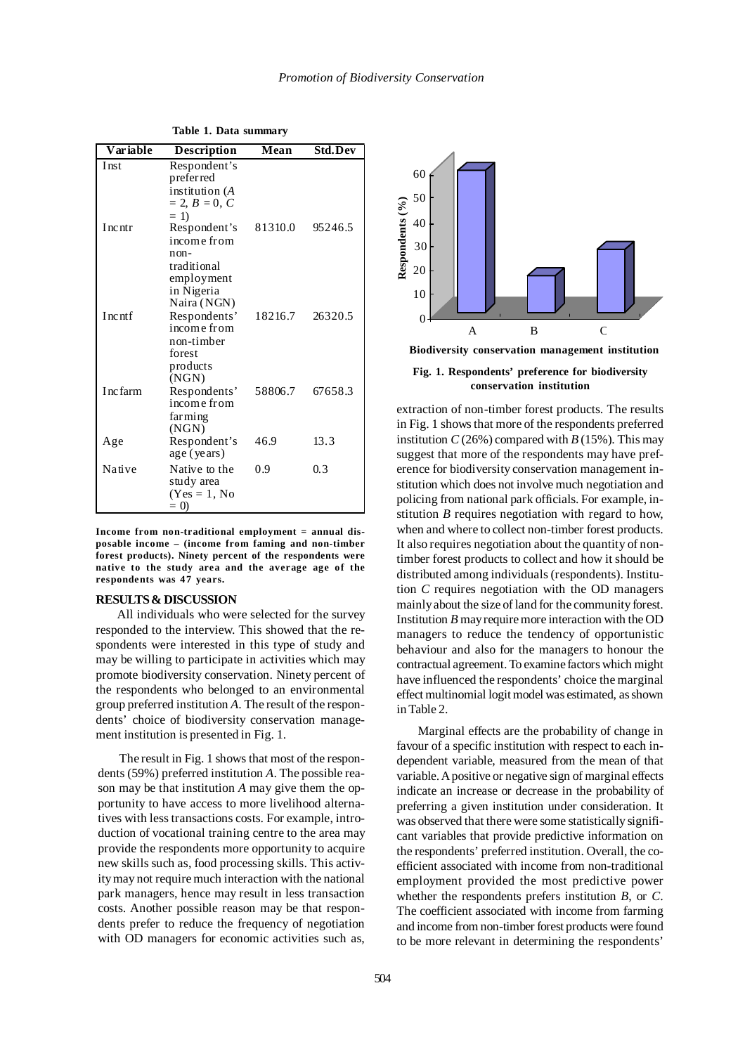**Table 1. Data summary**

| Variable | Description | Mean | Std.Dev |
|---|---|---|---|
| Inst | Respondent's preferred institution (*A* = 2, *B* = 0, *C* = 1) | | |
| Incntr | Respondent's income from non-traditional employment in Nigeria Naira (NGN) | 81310.0 | 95246.5 |
| Incntf | Respondents' income from non-timber forest products (NGN) | 18216.7 | 26320.5 |
| Incfarm | Respondents' income from farming (NGN) | 58806.7 | 67658.3 |
| Age | Respondent's age (years) | 46.9 | 13.3 |
| Native | Native to the study area (Yes = 1, No = 0) | 0.9 | 0.3 |

**Income from non-traditional employment = annual disposable income – (income from faming and non-timber forest products). Ninety percent of the respondents were native to the study area and the average age of the respondents was 47 years.**

## RESULTS & DISCUSSION

All individuals who were selected for the survey responded to the interview. This showed that the respondents were interested in this type of study and may be willing to participate in activities which may promote biodiversity conservation. Ninety percent of the respondents who belonged to an environmental group preferred institution *A*. The result of the respondents' choice of biodiversity conservation management institution is presented in Fig. 1.

The result in Fig. 1 shows that most of the respondents (59%) preferred institution *A*. The possible reason may be that institution *A* may give them the opportunity to have access to more livelihood alternatives with less transactions costs. For example, introduction of vocational training centre to the area may provide the respondents more opportunity to acquire new skills such as, food processing skills. This activity may not require much interaction with the national park managers, hence may result in less transaction costs. Another possible reason may be that respondents prefer to reduce the frequency of negotiation with OD managers for economic activities such as, extraction of non-timber forest products. The results in Fig. 1 shows that more of the respondents preferred institution *C* (26%) compared with *B* (15%). This may suggest that more of the respondents may have preference for biodiversity conservation management institution which does not involve much negotiation and policing from national park officials. For example, institution *B* requires negotiation with regard to how, when and where to collect non-timber forest products. It also requires negotiation about the quantity of non-timber forest products to collect and how it should be distributed among individuals (respondents). Institution *C* requires negotiation with the OD managers mainly about the size of land for the community forest. Institution *B* may require more interaction with the OD managers to reduce the tendency of opportunistic behaviour and also for the managers to honour the contractual agreement. To examine factors which might have influenced the respondents' choice the marginal effect multinomial logit model was estimated, as shown in Table 2.

**Fig. 1. Respondents' preference for biodiversity conservation institution**

Marginal effects are the probability of change in favour of a specific institution with respect to each independent variable, measured from the mean of that variable. A positive or negative sign of marginal effects indicate an increase or decrease in the probability of preferring a given institution under consideration. It was observed that there were some statistically significant variables that provide predictive information on the respondents' preferred institution. Overall, the coefficient associated with income from non-traditional employment provided the most predictive power whether the respondents prefers institution *B*, or *C*. The coefficient associated with income from farming and income from non-timber forest products were found to be more relevant in determining the respondents'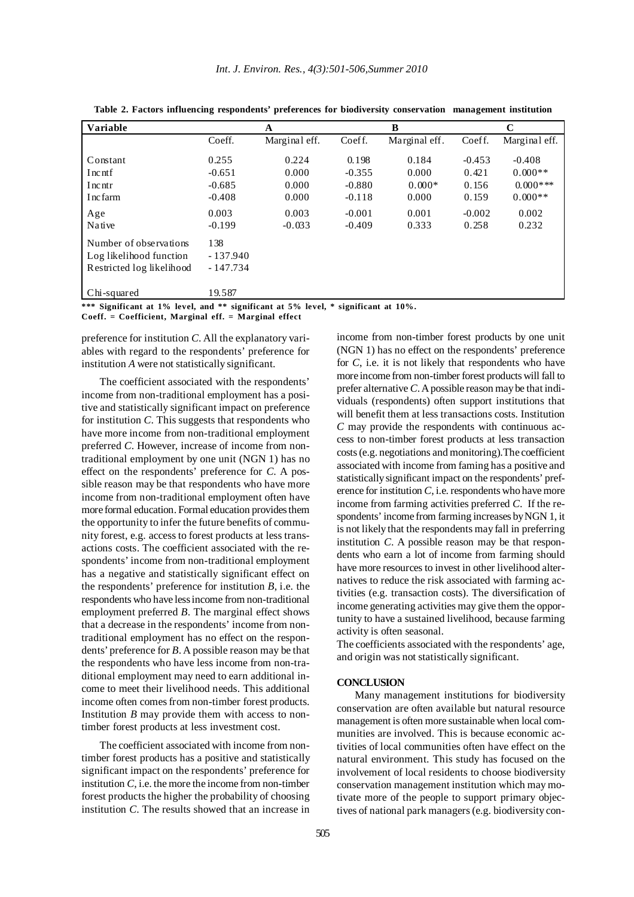**Table 2. Factors influencing respondents' preferences for biodiversity conservation management institution**

| Variable | A | | B | | C | |
|---|---|---|---|---|---|---|
| | Coeff. | Marginal eff. | Coeff. | Marginal eff. | Coeff. | Marginal eff. |
| Constant | 0.255 | 0.224 | 0.198 | 0.184 | -0.453 | -0.408 |
| Incntf | -0.651 | 0.000 | -0.355 | 0.000 | 0.421 | 0.000** |
| Incntr | -0.685 | 0.000 | -0.880 | 0.000* | 0.156 | 0.000*** |
| Incfarm | -0.408 | 0.000 | -0.118 | 0.000 | 0.159 | 0.000** |
| Age | 0.003 | 0.003 | -0.001 | 0.001 | -0.002 | 0.002 |
| Native | -0.199 | -0.033 | -0.409 | 0.333 | 0.258 | 0.232 |
| Number of observations | 138 | | | | | |
| Log likelihood function | - 137.940 | | | | | |
| Restricted log likelihood | - 147.734 | | | | | |
| Chi-squared | 19.587 | | | | | |

*** Significant at 1% level, and ** significant at 5% level, * significant at 10%.
Coeff. = Coefficient, Marginal eff. = Marginal effect

preference for institution *C*. All the explanatory variables with regard to the respondents' preference for institution *A* were not statistically significant.

The coefficient associated with the respondents' income from non-traditional employment has a positive and statistically significant impact on preference for institution *C*. This suggests that respondents who have more income from non-traditional employment preferred *C*. However, increase of income from non-traditional employment by one unit (NGN 1) has no effect on the respondents' preference for *C*. A possible reason may be that respondents who have more income from non-traditional employment often have more formal education. Formal education provides them the opportunity to infer the future benefits of community forest, e.g. access to forest products at less transactions costs. The coefficient associated with the respondents' income from non-traditional employment has a negative and statistically significant effect on the respondents' preference for institution *B*, i.e. the respondents who have less income from non-traditional employment preferred *B*. The marginal effect shows that a decrease in the respondents' income from non-traditional employment has no effect on the respondents' preference for *B*. A possible reason may be that the respondents who have less income from non-traditional employment may need to earn additional income to meet their livelihood needs. This additional income often comes from non-timber forest products. Institution *B* may provide them with access to non-timber forest products at less investment cost.

The coefficient associated with income from non-timber forest products has a positive and statistically significant impact on the respondents' preference for institution *C*, i.e. the more the income from non-timber forest products the higher the probability of choosing institution *C*. The results showed that an increase in income from non-timber forest products by one unit (NGN 1) has no effect on the respondents' preference for *C*, i.e. it is not likely that respondents who have more income from non-timber forest products will fall to prefer alternative *C*. A possible reason may be that individuals (respondents) often support institutions that will benefit them at less transactions costs. Institution *C* may provide the respondents with continuous access to non-timber forest products at less transaction costs (e.g. negotiations and monitoring).The coefficient associated with income from faming has a positive and statistically significant impact on the respondents' preference for institution *C*, i.e. respondents who have more income from farming activities preferred *C*. If the respondents' income from farming increases by NGN 1, it is not likely that the respondents may fall in preferring institution *C*. A possible reason may be that respondents who earn a lot of income from farming should have more resources to invest in other livelihood alternatives to reduce the risk associated with farming activities (e.g. transaction costs). The diversification of income generating activities may give them the opportunity to have a sustained livelihood, because farming activity is often seasonal.

The coefficients associated with the respondents' age, and origin was not statistically significant.

## CONCLUSION

Many management institutions for biodiversity conservation are often available but natural resource management is often more sustainable when local communities are involved. This is because economic activities of local communities often have effect on the natural environment. This study has focused on the involvement of local residents to choose biodiversity conservation management institution which may motivate more of the people to support primary objectives of national park managers (e.g. biodiversity con-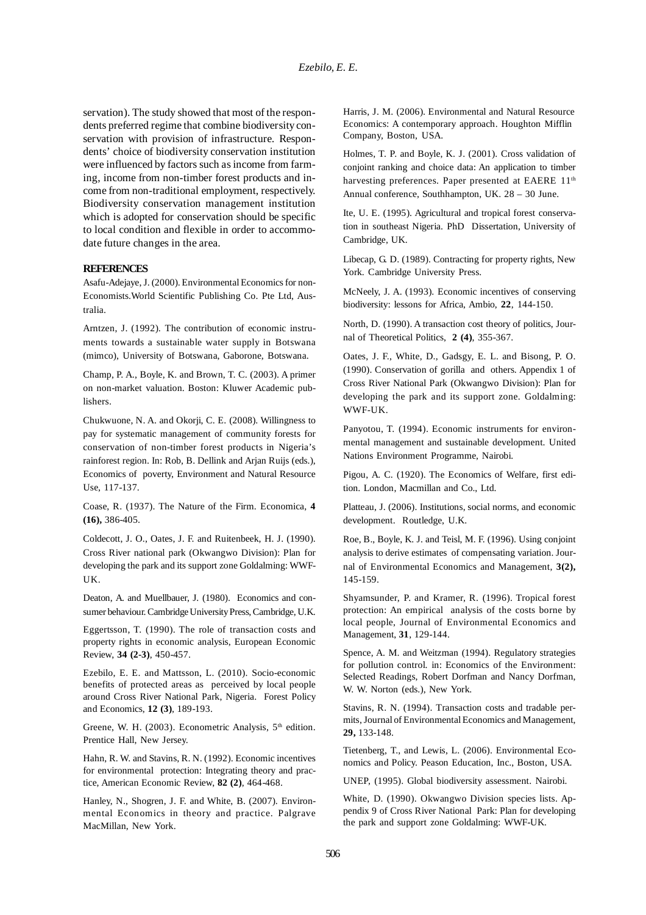servation). The study showed that most of the respondents preferred regime that combine biodiversity conservation with provision of infrastructure. Respondents' choice of biodiversity conservation institution were influenced by factors such as income from farming, income from non-timber forest products and income from non-traditional employment, respectively. Biodiversity conservation management institution which is adopted for conservation should be specific to local condition and flexible in order to accommodate future changes in the area.

## REFERENCES

Asafu-Adejaye, J. (2000). Environmental Economics for non-Economists.World Scientific Publishing Co. Pte Ltd, Australia.

Arntzen, J. (1992). The contribution of economic instruments towards a sustainable water supply in Botswana (mimco), University of Botswana, Gaborone, Botswana.

Champ, P. A., Boyle, K. and Brown, T. C. (2003). A primer on non-market valuation. Boston: Kluwer Academic publishers.

Chukwuone, N. A. and Okorji, C. E. (2008). Willingness to pay for systematic management of community forests for conservation of non-timber forest products in Nigeria's rainforest region. In: Rob, B. Dellink and Arjan Ruijs (eds.), Economics of poverty, Environment and Natural Resource Use, 117-137.

Coase, R. (1937). The Nature of the Firm. Economica, **4 (16),** 386-405.

Coldecott, J. O., Oates, J. F. and Ruitenbeek, H. J. (1990). Cross River national park (Okwangwo Division): Plan for developing the park and its support zone Goldalming: WWF-UK.

Deaton, A. and Muellbauer, J. (1980). Economics and consumer behaviour. Cambridge University Press, Cambridge, U.K.

Eggertsson, T. (1990). The role of transaction costs and property rights in economic analysis, European Economic Review, **34 (2-3)**, 450-457.

Ezebilo, E. E. and Mattsson, L. (2010). Socio-economic benefits of protected areas as perceived by local people around Cross River National Park, Nigeria. Forest Policy and Economics, **12 (3)**, 189-193.

Greene, W. H. (2003). Econometric Analysis, 5th edition. Prentice Hall, New Jersey.

Hahn, R. W. and Stavins, R. N. (1992). Economic incentives for environmental protection: Integrating theory and practice, American Economic Review, **82 (2)**, 464-468.

Hanley, N., Shogren, J. F. and White, B. (2007). Environmental Economics in theory and practice. Palgrave MacMillan, New York.

Harris, J. M. (2006). Environmental and Natural Resource Economics: A contemporary approach. Houghton Mifflin Company, Boston, USA.

Holmes, T. P. and Boyle, K. J. (2001). Cross validation of conjoint ranking and choice data: An application to timber harvesting preferences. Paper presented at EAERE 11th Annual conference, Southhampton, UK. 28 – 30 June.

Ite, U. E. (1995). Agricultural and tropical forest conservation in southeast Nigeria. PhD Dissertation, University of Cambridge, UK.

Libecap, G. D. (1989). Contracting for property rights, New York. Cambridge University Press.

McNeely, J. A. (1993). Economic incentives of conserving biodiversity: lessons for Africa, Ambio, **22**, 144-150.

North, D. (1990). A transaction cost theory of politics, Journal of Theoretical Politics, **2 (4)**, 355-367.

Oates, J. F., White, D., Gadsgy, E. L. and Bisong, P. O. (1990). Conservation of gorilla and others. Appendix 1 of Cross River National Park (Okwangwo Division): Plan for developing the park and its support zone. Goldalming: WWF-UK.

Panyotou, T. (1994). Economic instruments for environmental management and sustainable development. United Nations Environment Programme, Nairobi.

Pigou, A. C. (1920). The Economics of Welfare, first edition. London, Macmillan and Co., Ltd.

Platteau, J. (2006). Institutions, social norms, and economic development. Routledge, U.K.

Roe, B., Boyle, K. J. and Teisl, M. F. (1996). Using conjoint analysis to derive estimates of compensating variation. Journal of Environmental Economics and Management, **3(2),** 145-159.

Shyamsunder, P. and Kramer, R. (1996). Tropical forest protection: An empirical analysis of the costs borne by local people, Journal of Environmental Economics and Management, **31**, 129-144.

Spence, A. M. and Weitzman (1994). Regulatory strategies for pollution control. in: Economics of the Environment: Selected Readings, Robert Dorfman and Nancy Dorfman, W. W. Norton (eds.), New York.

Stavins, R. N. (1994). Transaction costs and tradable permits, Journal of Environmental Economics and Management, **29,** 133-148.

Tietenberg, T., and Lewis, L. (2006). Environmental Economics and Policy. Peason Education, Inc., Boston, USA.

UNEP, (1995). Global biodiversity assessment. Nairobi.

White, D. (1990). Okwangwo Division species lists. Appendix 9 of Cross River National Park: Plan for developing the park and support zone Goldalming: WWF-UK.